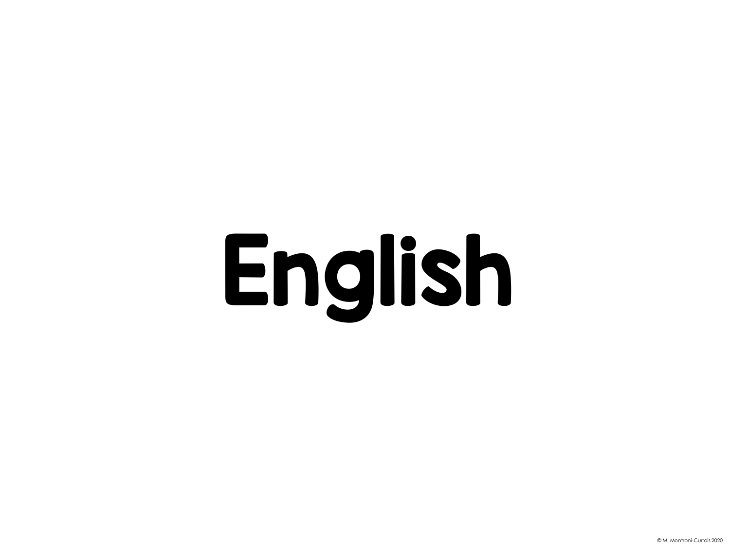# English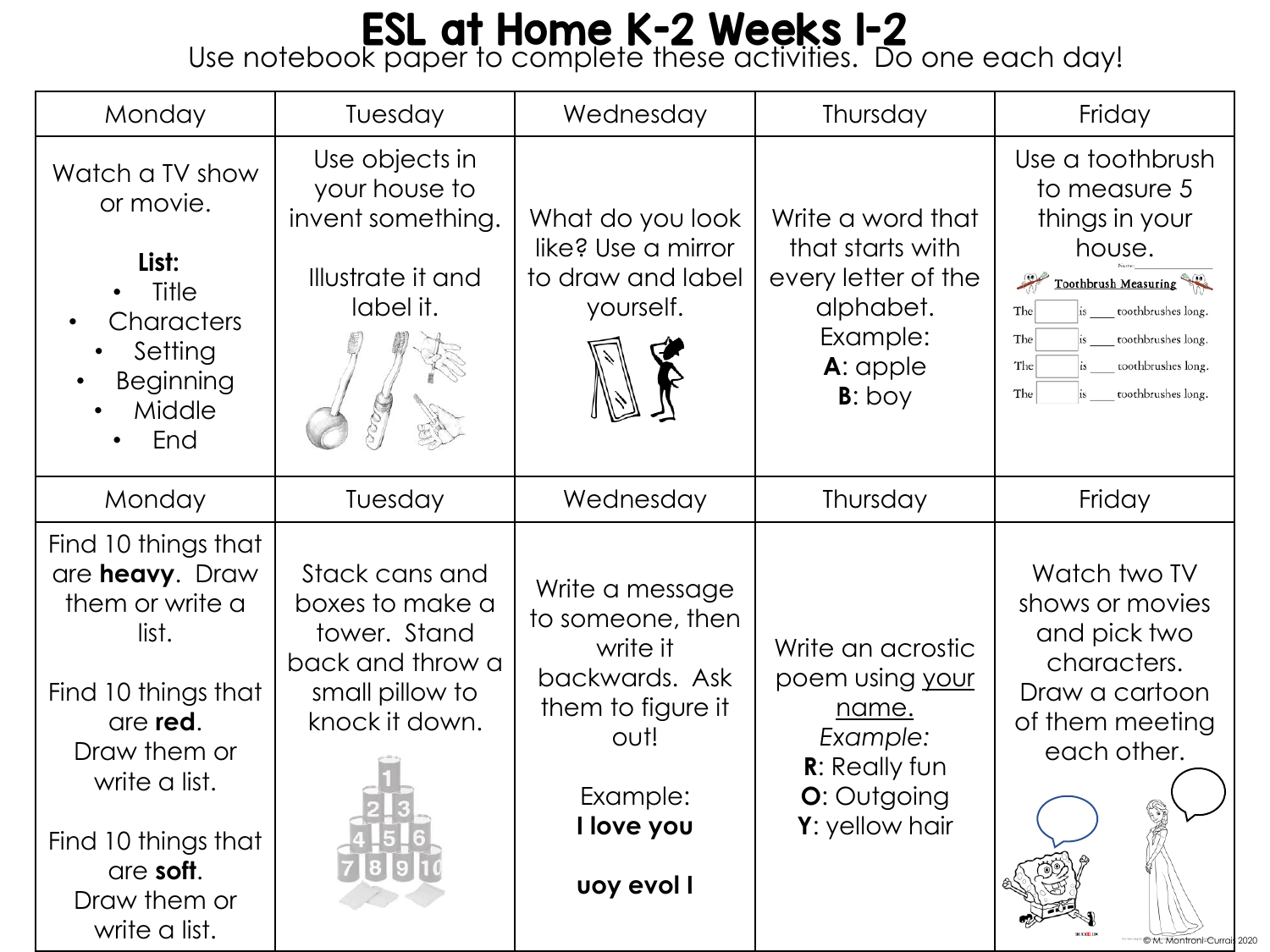# ESL at Home K-2 Weeks 1-2

Use notebook paper to complete these activities. Do one each day!

| Monday | Tuesday | Wednesday | Thursday | Friday |
| --- | --- | --- | --- | --- |
| Watch a TV show or movie.<br><br>**List:**<br>• Title<br>• Characters<br>• Setting<br>• Beginning<br>• Middle<br>• End | Use objects in your house to invent something.<br><br>Illustrate it and label it. | What do you look like? Use a mirror to draw and label yourself. | Write a word that that starts with every letter of the alphabet.<br>Example:<br>**A**: apple<br>**B**: boy | Use a toothbrush to measure 5 things in your house.<br><br>Toothbrush Measuring<br>The ___ is ___ toothbrushes long.<br>The ___ is ___ toothbrushes long.<br>The ___ is ___ toothbrushes long.<br>The ___ is ___ toothbrushes long. |
| **Monday** | **Tuesday** | **Wednesday** | **Thursday** | **Friday** |
| Find 10 things that are **heavy**. Draw them or write a list.<br><br>Find 10 things that are **red**. Draw them or write a list.<br><br>Find 10 things that are **soft**. Draw them or write a list. | Stack cans and boxes to make a tower. Stand back and throw a small pillow to knock it down. | Write a message to someone, then write it backwards. Ask them to figure it out!<br><br>Example:<br>**I love you**<br><br>**uoy evol I** | Write an acrostic poem using <u>your name.</u><br>*Example:*<br>**R**: Really fun<br>**O**: Outgoing<br>**Y**: yellow hair | Watch two TV shows or movies and pick two characters. Draw a cartoon of them meeting each other. |

© M. Montroni-Currais 2020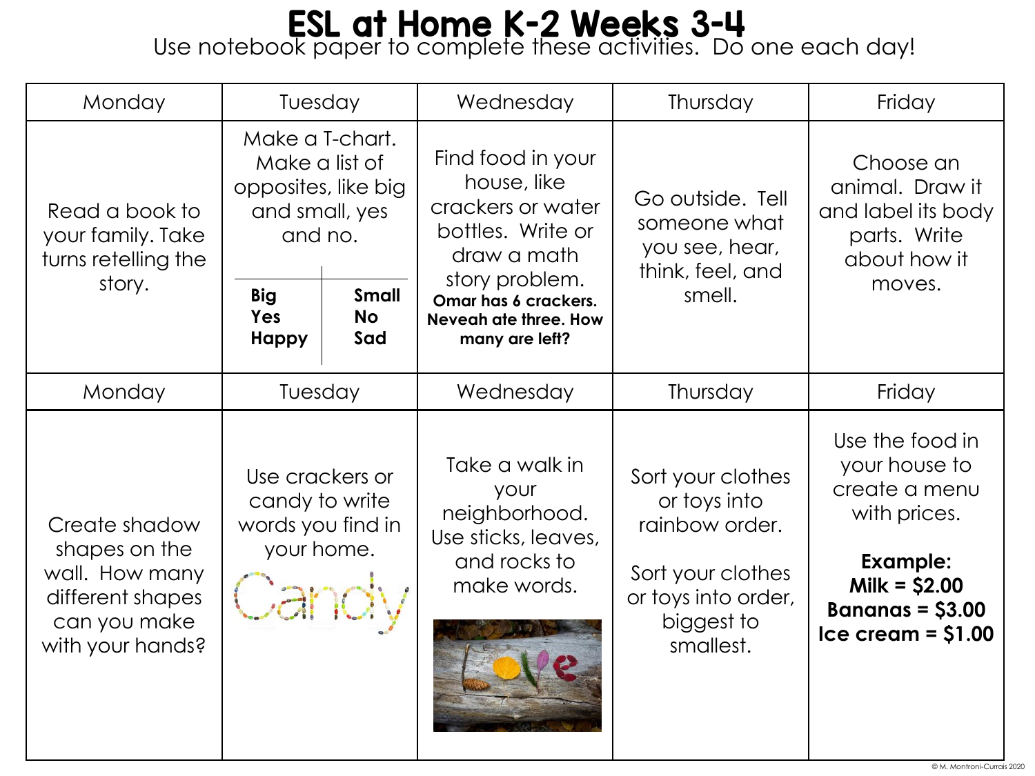# ESL at Home K-2 Weeks 3-4

Use notebook paper to complete these activities. Do one each day!

| Monday | Tuesday | Wednesday | Thursday | Friday |
| --- | --- | --- | --- | --- |
| Read a book to your family. Take turns retelling the story. | Make a T-chart. Make a list of opposites, like big and small, yes and no.<br><br>**Big** / **Small**<br>**Yes** / **No**<br>**Happy** / **Sad** | Find food in your house, like crackers or water bottles. Write or draw a math story problem.<br>**Omar has 6 crackers. Neveah ate three. How many are left?** | Go outside. Tell someone what you see, hear, think, feel, and smell. | Choose an animal. Draw it and label its body parts. Write about how it moves. |
| **Monday** | **Tuesday** | **Wednesday** | **Thursday** | **Friday** |
| Create shadow shapes on the wall. How many different shapes can you make with your hands? | Use crackers or candy to write words you find in your home. | Take a walk in your neighborhood. Use sticks, leaves, and rocks to make words. | Sort your clothes or toys into rainbow order.<br><br>Sort your clothes or toys into order, biggest to smallest. | Use the food in your house to create a menu with prices.<br><br>**Example:**<br>**Milk = $2.00**<br>**Bananas = $3.00**<br>**Ice cream = $1.00** |

© M. Montroni-Currais 2020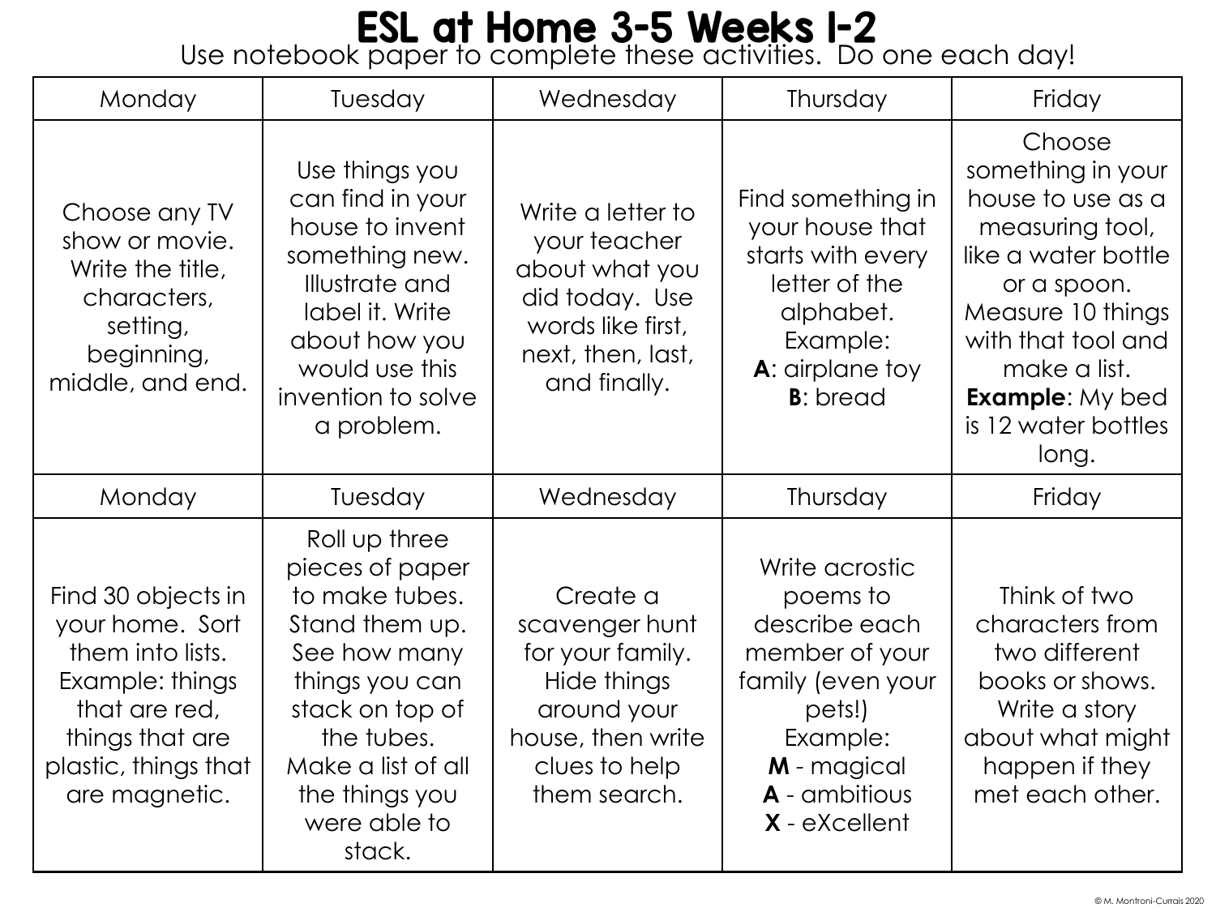# ESL at Home 3-5 Weeks 1-2

Use notebook paper to complete these activities. Do one each day!

| Monday | Tuesday | Wednesday | Thursday | Friday |
|---|---|---|---|---|
| Choose any TV show or movie. Write the title, characters, setting, beginning, middle, and end. | Use things you can find in your house to invent something new. Illustrate and label it. Write about how you would use this invention to solve a problem. | Write a letter to your teacher about what you did today. Use words like first, next, then, last, and finally. | Find something in your house that starts with every letter of the alphabet. Example: **A**: airplane toy **B**: bread | Choose something in your house to use as a measuring tool, like a water bottle or a spoon. Measure 10 things with that tool and make a list. **Example**: My bed is 12 water bottles long. |
| **Monday** | **Tuesday** | **Wednesday** | **Thursday** | **Friday** |
| Find 30 objects in your home. Sort them into lists. Example: things that are red, things that are plastic, things that are magnetic. | Roll up three pieces of paper to make tubes. Stand them up. See how many things you can stack on top of the tubes. Make a list of all the things you were able to stack. | Create a scavenger hunt for your family. Hide things around your house, then write clues to help them search. | Write acrostic poems to describe each member of your family (even your pets!) Example: **M** - magical **A** - ambitious **X** - eXcellent | Think of two characters from two different books or shows. Write a story about what might happen if they met each other. |

© M. Montroni-Currais 2020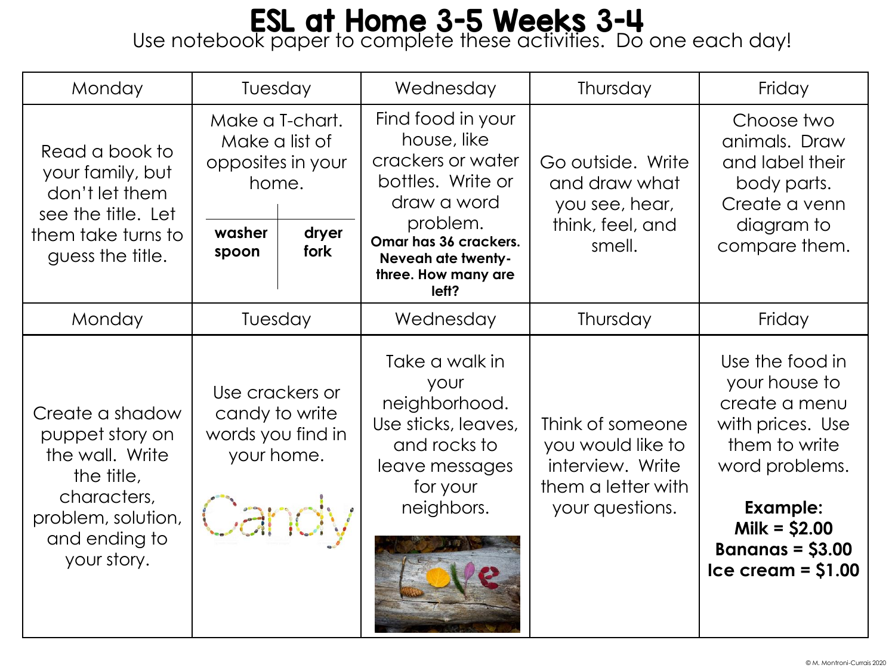# ESL at Home 3-5 Weeks 3-4

Use notebook paper to complete these activities. Do one each day!

| Monday | Tuesday | Wednesday | Thursday | Friday |
| --- | --- | --- | --- | --- |
| Read a book to your family, but don't let them see the title. Let them take turns to guess the title. | Make a T-chart. Make a list of opposites in your home. **washer** / **dryer**, **spoon** / **fork** | Find food in your house, like crackers or water bottles. Write or draw a word problem. **Omar has 36 crackers. Neveah ate twenty-three. How many are left?** | Go outside. Write and draw what you see, hear, think, feel, and smell. | Choose two animals. Draw and label their body parts. Create a venn diagram to compare them. |
| **Monday** | **Tuesday** | **Wednesday** | **Thursday** | **Friday** |
| Create a shadow puppet story on the wall. Write the title, characters, problem, solution, and ending to your story. | Use crackers or candy to write words you find in your home. | Take a walk in your neighborhood. Use sticks, leaves, and rocks to leave messages for your neighbors. | Think of someone you would like to interview. Write them a letter with your questions. | Use the food in your house to create a menu with prices. Use them to write word problems. **Example: Milk = $2.00 Bananas = $3.00 Ice cream = $1.00** |

© M. Montroni-Currais 2020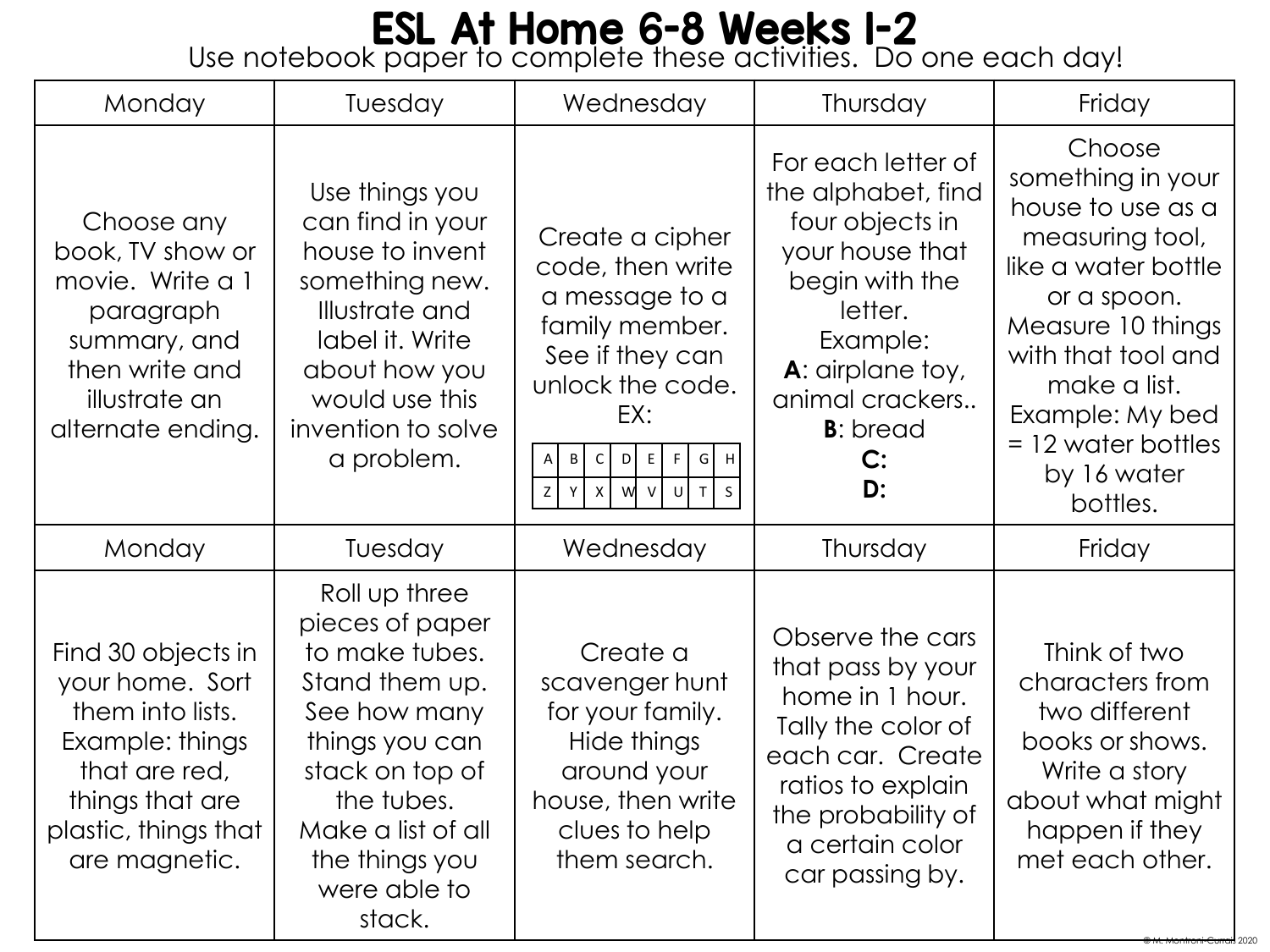# ESL At Home 6-8 Weeks 1-2

Use notebook paper to complete these activities. Do one each day!

| Monday | Tuesday | Wednesday | Thursday | Friday |
|---|---|---|---|---|
| Choose any book, TV show or movie. Write a 1 paragraph summary, and then write and illustrate an alternate ending. | Use things you can find in your house to invent something new. Illustrate and label it. Write about how you would use this invention to solve a problem. | Create a cipher code, then write a message to a family member. See if they can unlock the code. EX: A B C D E F G H / Z Y X W V U T S | For each letter of the alphabet, find four objects in your house that begin with the letter. Example: **A**: airplane toy, animal crackers.. **B**: bread **C:** **D:** | Choose something in your house to use as a measuring tool, like a water bottle or a spoon. Measure 10 things with that tool and make a list. Example: My bed = 12 water bottles by 16 water bottles. |
| **Monday** | **Tuesday** | **Wednesday** | **Thursday** | **Friday** |
| Find 30 objects in your home. Sort them into lists. Example: things that are red, things that are plastic, things that are magnetic. | Roll up three pieces of paper to make tubes. Stand them up. See how many things you can stack on top of the tubes. Make a list of all the things you were able to stack. | Create a scavenger hunt for your family. Hide things around your house, then write clues to help them search. | Observe the cars that pass by your home in 1 hour. Tally the color of each car. Create ratios to explain the probability of a certain color car passing by. | Think of two characters from two different books or shows. Write a story about what might happen if they met each other. |

© M. Montroni-Currais 2020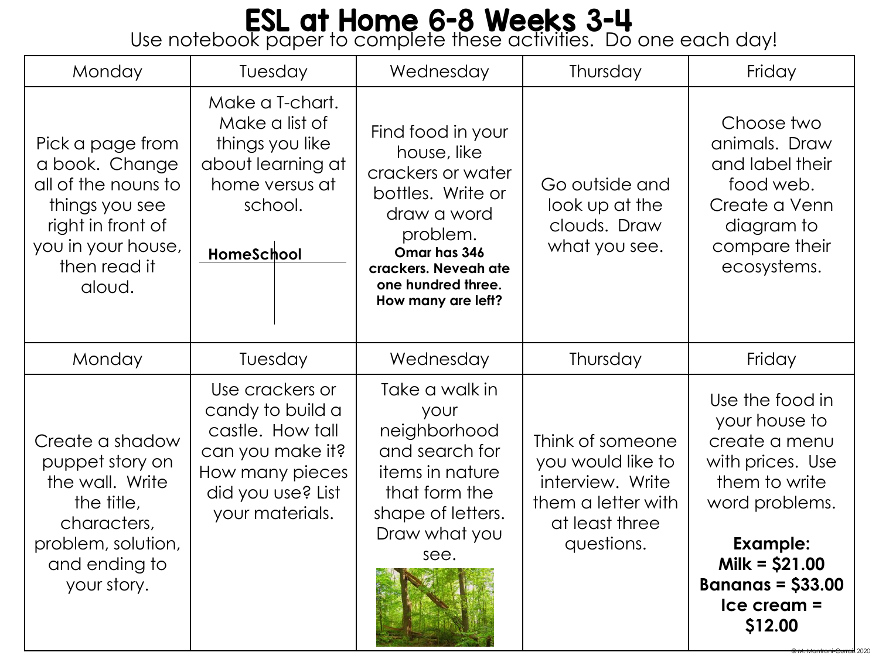# ESL at Home 6-8 Weeks 3-4

Use notebook paper to complete these activities. Do one each day!

| Monday | Tuesday | Wednesday | Thursday | Friday |
|---|---|---|---|---|
| Pick a page from a book. Change all of the nouns to things you see right in front of you in your house, then read it aloud. | Make a T-chart. Make a list of things you like about learning at home versus at school. **Home** / **School** | Find food in your house, like crackers or water bottles. Write or draw a word problem. **Omar has 346 crackers. Neveah ate one hundred three. How many are left?** | Go outside and look up at the clouds. Draw what you see. | Choose two animals. Draw and label their food web. Create a Venn diagram to compare their ecosystems. |
| **Monday** | **Tuesday** | **Wednesday** | **Thursday** | **Friday** |
| Create a shadow puppet story on the wall. Write the title, characters, problem, solution, and ending to your story. | Use crackers or candy to build a castle. How tall can you make it? How many pieces did you use? List your materials. | Take a walk in your neighborhood and search for items in nature that form the shape of letters. Draw what you see. | Think of someone you would like to interview. Write them a letter with at least three questions. | Use the food in your house to create a menu with prices. Use them to write word problems. **Example: Milk = \$21.00 Bananas = \$33.00 Ice cream = \$12.00** |

© M. Montroni-Currais 2020